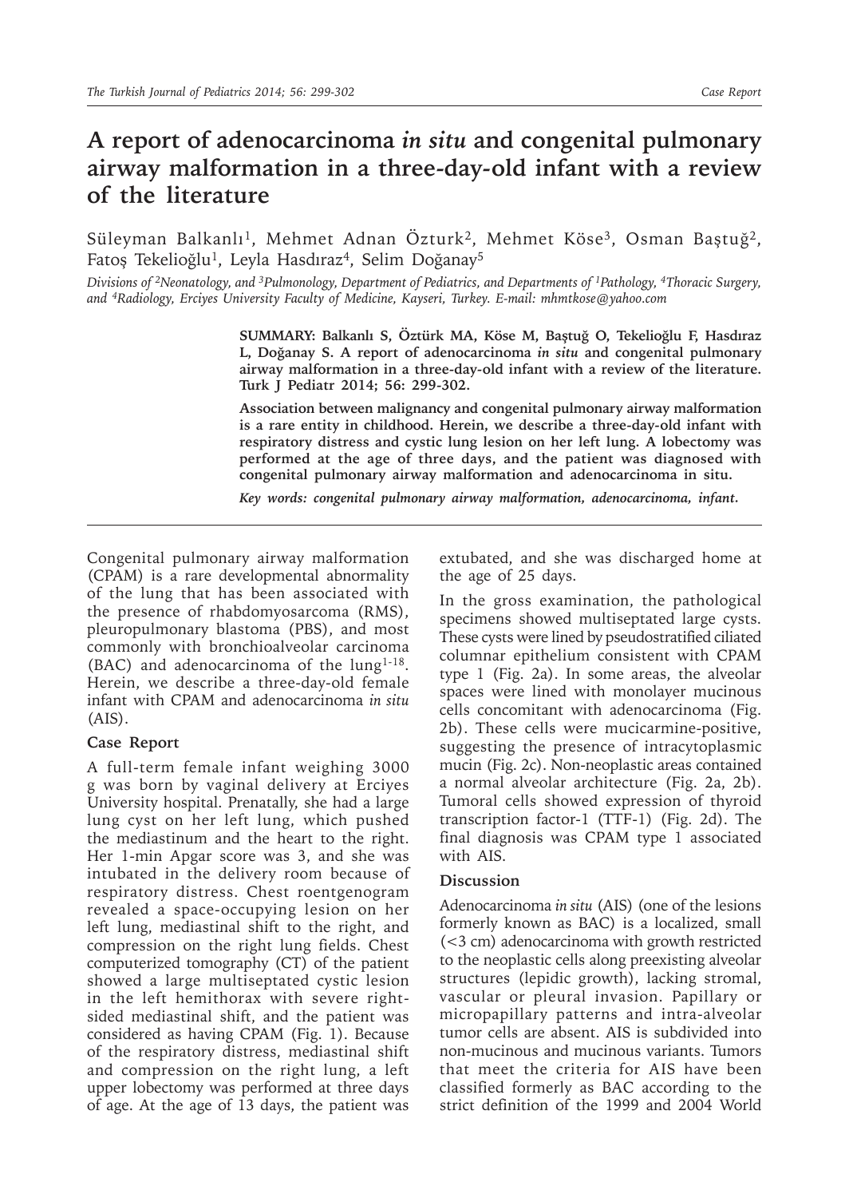# A report of adenocarcinoma *in situ* and congenital pulmonary airway malformation in a three-day-old infant with a review of the literature

Süleyman Balkanlı[1], Mehmet Adnan Özturk[2], Mehmet Köse[3], Osman Baştuğ[2], Fatoş Tekelioğlu[1], Leyla Hasdıraz[4], Selim Doğanay[5]

*Divisions of [2]Neonatology, and [3]Pulmonology, Department of Pediatrics, and Departments of [1]Pathology, [4]Thoracic Surgery, and [4]Radiology, Erciyes University Faculty of Medicine, Kayseri, Turkey. E-mail: mhmtkose@yahoo.com*

**SUMMARY: Balkanlı S, Öztürk MA, Köse M, Baştuğ O, Tekelioğlu F, Hasdıraz L, Doğanay S. A report of adenocarcinoma *in situ* and congenital pulmonary airway malformation in a three-day-old infant with a review of the literature. Turk J Pediatr 2014; 56: 299-302.**

**Association between malignancy and congenital pulmonary airway malformation is a rare entity in childhood. Herein, we describe a three-day-old infant with respiratory distress and cystic lung lesion on her left lung. A lobectomy was performed at the age of three days, and the patient was diagnosed with congenital pulmonary airway malformation and adenocarcinoma in situ.**

***Key words: congenital pulmonary airway malformation, adenocarcinoma, infant.***

---

Congenital pulmonary airway malformation (CPAM) is a rare developmental abnormality of the lung that has been associated with the presence of rhabdomyosarcoma (RMS), pleuropulmonary blastoma (PBS), and most commonly with bronchioalveolar carcinoma (BAC) and adenocarcinoma of the lung[1-18]. Herein, we describe a three-day-old female infant with CPAM and adenocarcinoma *in situ* (AIS).

## Case Report

A full-term female infant weighing 3000 g was born by vaginal delivery at Erciyes University hospital. Prenatally, she had a large lung cyst on her left lung, which pushed the mediastinum and the heart to the right. Her 1-min Apgar score was 3, and she was intubated in the delivery room because of respiratory distress. Chest roentgenogram revealed a space-occupying lesion on her left lung, mediastinal shift to the right, and compression on the right lung fields. Chest computerized tomography (CT) of the patient showed a large multiseptated cystic lesion in the left hemithorax with severe right-sided mediastinal shift, and the patient was considered as having CPAM (Fig. 1). Because of the respiratory distress, mediastinal shift and compression on the right lung, a left upper lobectomy was performed at three days of age. At the age of 13 days, the patient was extubated, and she was discharged home at the age of 25 days.

In the gross examination, the pathological specimens showed multiseptated large cysts. These cysts were lined by pseudostratified ciliated columnar epithelium consistent with CPAM type 1 (Fig. 2a). In some areas, the alveolar spaces were lined with monolayer mucinous cells concomitant with adenocarcinoma (Fig. 2b). These cells were mucicarmine-positive, suggesting the presence of intracytoplasmic mucin (Fig. 2c). Non-neoplastic areas contained a normal alveolar architecture (Fig. 2a, 2b). Tumoral cells showed expression of thyroid transcription factor-1 (TTF-1) (Fig. 2d). The final diagnosis was CPAM type 1 associated with AIS.

## Discussion

Adenocarcinoma *in situ* (AIS) (one of the lesions formerly known as BAC) is a localized, small (<3 cm) adenocarcinoma with growth restricted to the neoplastic cells along preexisting alveolar structures (lepidic growth), lacking stromal, vascular or pleural invasion. Papillary or micropapillary patterns and intra-alveolar tumor cells are absent. AIS is subdivided into non-mucinous and mucinous variants. Tumors that meet the criteria for AIS have been classified formerly as BAC according to the strict definition of the 1999 and 2004 World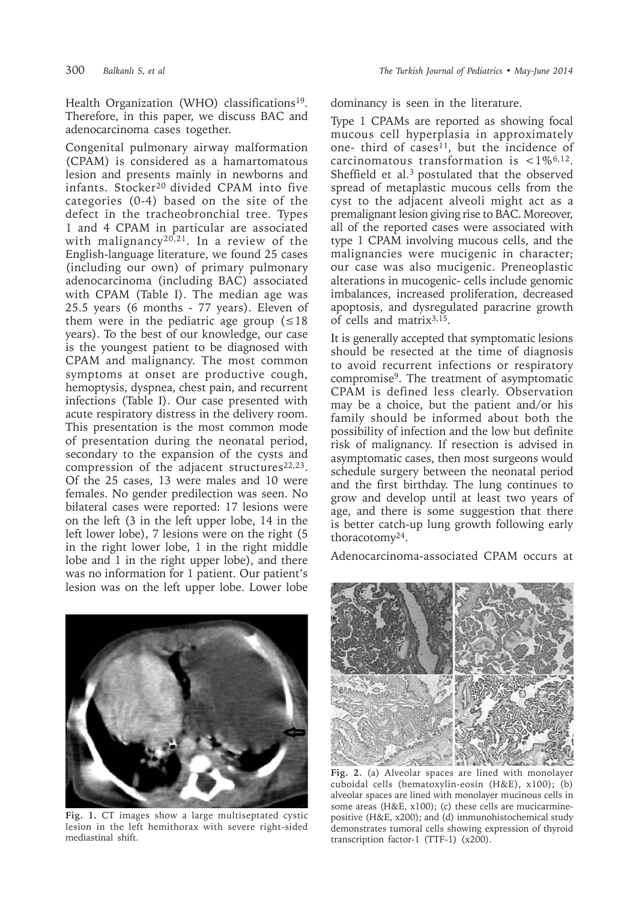Health Organization (WHO) classifications[19]. Therefore, in this paper, we discuss BAC and adenocarcinoma cases together.

Congenital pulmonary airway malformation (CPAM) is considered as a hamartomatous lesion and presents mainly in newborns and infants. Stocker[20] divided CPAM into five categories (0-4) based on the site of the defect in the tracheobronchial tree. Types 1 and 4 CPAM in particular are associated with malignancy[20,21]. In a review of the English-language literature, we found 25 cases (including our own) of primary pulmonary adenocarcinoma (including BAC) associated with CPAM (Table I). The median age was 25.5 years (6 months - 77 years). Eleven of them were in the pediatric age group (≤18 years). To the best of our knowledge, our case is the youngest patient to be diagnosed with CPAM and malignancy. The most common symptoms at onset are productive cough, hemoptysis, dyspnea, chest pain, and recurrent infections (Table I). Our case presented with acute respiratory distress in the delivery room. This presentation is the most common mode of presentation during the neonatal period, secondary to the expansion of the cysts and compression of the adjacent structures[22,23]. Of the 25 cases, 13 were males and 10 were females. No gender predilection was seen. No bilateral cases were reported: 17 lesions were on the left (3 in the left upper lobe, 14 in the left lower lobe), 7 lesions were on the right (5 in the right lower lobe, 1 in the right middle lobe and 1 in the right upper lobe), and there was no information for 1 patient. Our patient's lesion was on the left upper lobe. Lower lobe dominancy is seen in the literature.

Type 1 CPAMs are reported as showing focal mucous cell hyperplasia in approximately one- third of cases[11], but the incidence of carcinomatous transformation is <1%[6,12]. Sheffield et al.[3] postulated that the observed spread of metaplastic mucous cells from the cyst to the adjacent alveoli might act as a premalignant lesion giving rise to BAC. Moreover, all of the reported cases were associated with type 1 CPAM involving mucous cells, and the malignancies were mucigenic in character; our case was also mucigenic. Preneoplastic alterations in mucogenic- cells include genomic imbalances, increased proliferation, decreased apoptosis, and dysregulated paracrine growth of cells and matrix[3,15].

It is generally accepted that symptomatic lesions should be resected at the time of diagnosis to avoid recurrent infections or respiratory compromise[9]. The treatment of asymptomatic CPAM is defined less clearly. Observation may be a choice, but the patient and/or his family should be informed about both the possibility of infection and the low but definite risk of malignancy. If resection is advised in asymptomatic cases, then most surgeons would schedule surgery between the neonatal period and the first birthday. The lung continues to grow and develop until at least two years of age, and there is some suggestion that there is better catch-up lung growth following early thoracotomy[24].

Adenocarcinoma-associated CPAM occurs at

**Fig. 1.** CT images show a large multiseptated cystic lesion in the left hemithorax with severe right-sided mediastinal shift.

**Fig. 2.** (a) Alveolar spaces are lined with monolayer cuboidal cells (hematoxylin-eosin (H&E), x100); (b) alveolar spaces are lined with monolayer mucinous cells in some areas (H&E, x100); (c) these cells are mucicarmine-positive (H&E, x200); and (d) immunohistochemical study demonstrates tumoral cells showing expression of thyroid transcription factor-1 (TTF-1) (x200).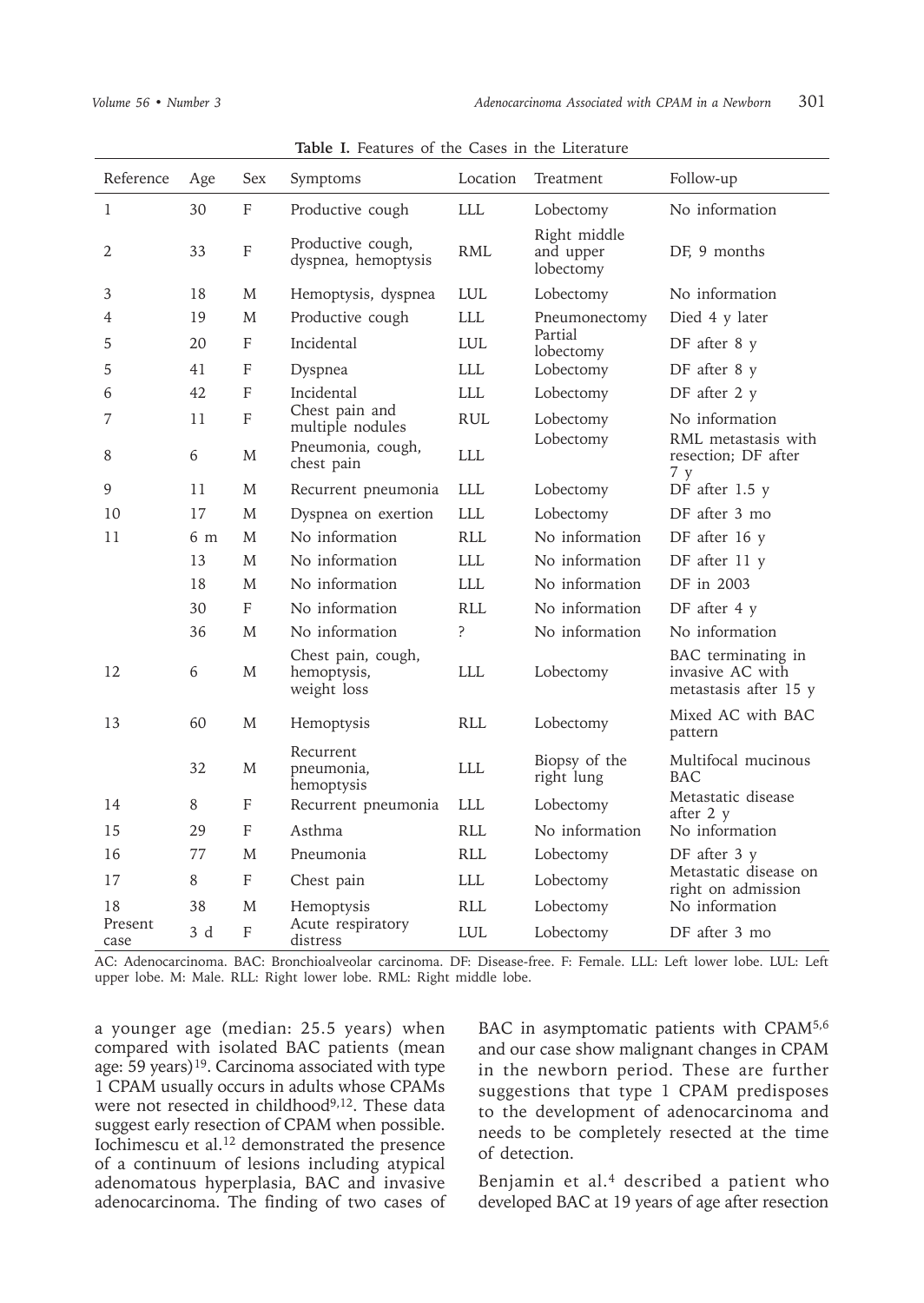**Table I.** Features of the Cases in the Literature

| Reference | Age | Sex | Symptoms | Location | Treatment | Follow-up |
|---|---|---|---|---|---|---|
| 1 | 30 | F | Productive cough | LLL | Lobectomy | No information |
| 2 | 33 | F | Productive cough, dyspnea, hemoptysis | RML | Right middle and upper lobectomy | DF, 9 months |
| 3 | 18 | M | Hemoptysis, dyspnea | LUL | Lobectomy | No information |
| 4 | 19 | M | Productive cough | LLL | Pneumonectomy | Died 4 y later |
| 5 | 20 | F | Incidental | LUL | Partial lobectomy | DF after 8 y |
| 5 | 41 | F | Dyspnea | LLL | Lobectomy | DF after 8 y |
| 6 | 42 | F | Incidental | LLL | Lobectomy | DF after 2 y |
| 7 | 11 | F | Chest pain and multiple nodules | RUL | Lobectomy | No information |
| 8 | 6 | M | Pneumonia, cough, chest pain | LLL | Lobectomy | RML metastasis with resection; DF after 7 y |
| 9 | 11 | M | Recurrent pneumonia | LLL | Lobectomy | DF after 1.5 y |
| 10 | 17 | M | Dyspnea on exertion | LLL | Lobectomy | DF after 3 mo |
| 11 | 6 m | M | No information | RLL | No information | DF after 16 y |
| | 13 | M | No information | LLL | No information | DF after 11 y |
| | 18 | M | No information | LLL | No information | DF in 2003 |
| | 30 | F | No information | RLL | No information | DF after 4 y |
| | 36 | M | No information | ? | No information | No information |
| 12 | 6 | M | Chest pain, cough, hemoptysis, weight loss | LLL | Lobectomy | BAC terminating in invasive AC with metastasis after 15 y |
| 13 | 60 | M | Hemoptysis | RLL | Lobectomy | Mixed AC with BAC pattern |
| | 32 | M | Recurrent pneumonia, hemoptysis | LLL | Biopsy of the right lung | Multifocal mucinous BAC |
| 14 | 8 | F | Recurrent pneumonia | LLL | Lobectomy | Metastatic disease after 2 y |
| 15 | 29 | F | Asthma | RLL | No information | No information |
| 16 | 77 | M | Pneumonia | RLL | Lobectomy | DF after 3 y |
| 17 | 8 | F | Chest pain | LLL | Lobectomy | Metastatic disease on right on admission |
| 18 | 38 | M | Hemoptysis | RLL | Lobectomy | No information |
| Present case | 3 d | F | Acute respiratory distress | LUL | Lobectomy | DF after 3 mo |

AC: Adenocarcinoma. BAC: Bronchioalveolar carcinoma. DF: Disease-free. F: Female. LLL: Left lower lobe. LUL: Left upper lobe. M: Male. RLL: Right lower lobe. RML: Right middle lobe.

a younger age (median: 25.5 years) when compared with isolated BAC patients (mean age: 59 years)[19]. Carcinoma associated with type 1 CPAM usually occurs in adults whose CPAMs were not resected in childhood[9,12]. These data suggest early resection of CPAM when possible. Iochimescu et al.[12] demonstrated the presence of a continuum of lesions including atypical adenomatous hyperplasia, BAC and invasive adenocarcinoma. The finding of two cases of BAC in asymptomatic patients with CPAM[5,6] and our case show malignant changes in CPAM in the newborn period. These are further suggestions that type 1 CPAM predisposes to the development of adenocarcinoma and needs to be completely resected at the time of detection.

Benjamin et al.[4] described a patient who developed BAC at 19 years of age after resection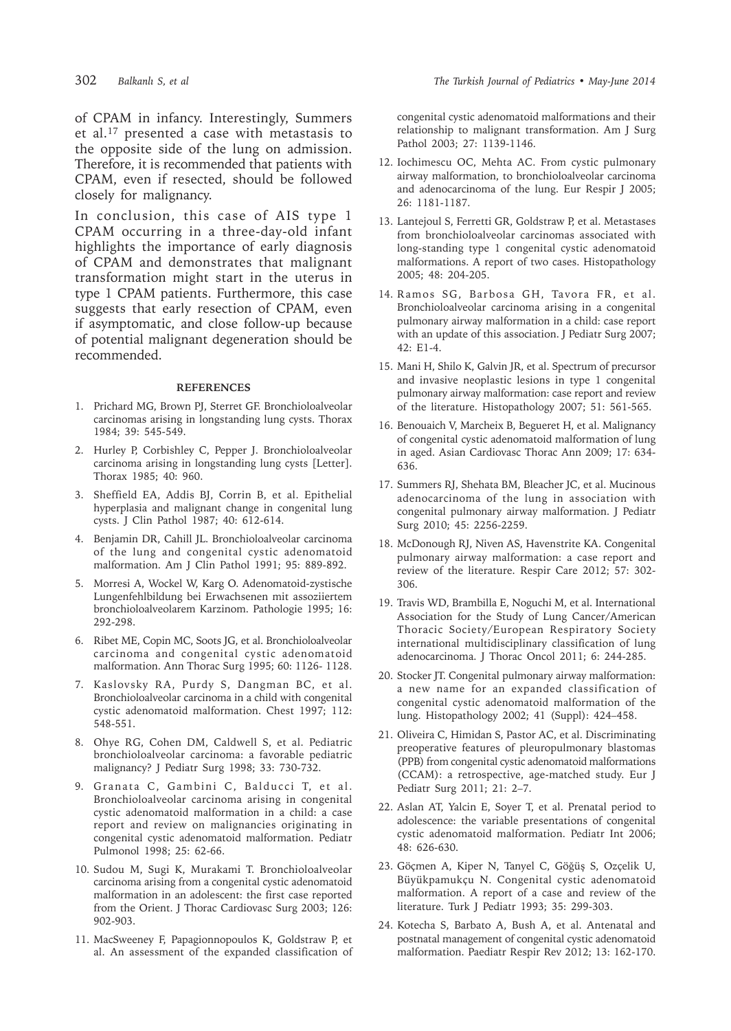of CPAM in infancy. Interestingly, Summers et al.[17] presented a case with metastasis to the opposite side of the lung on admission. Therefore, it is recommended that patients with CPAM, even if resected, should be followed closely for malignancy.

In conclusion, this case of AIS type 1 CPAM occurring in a three-day-old infant highlights the importance of early diagnosis of CPAM and demonstrates that malignant transformation might start in the uterus in type 1 CPAM patients. Furthermore, this case suggests that early resection of CPAM, even if asymptomatic, and close follow-up because of potential malignant degeneration should be recommended.

## REFERENCES

1. Prichard MG, Brown PJ, Sterret GF. Bronchioloalveolar carcinomas arising in longstanding lung cysts. Thorax 1984; 39: 545-549.
2. Hurley P, Corbishley C, Pepper J. Bronchioloalveolar carcinoma arising in longstanding lung cysts [Letter]. Thorax 1985; 40: 960.
3. Sheffield EA, Addis BJ, Corrin B, et al. Epithelial hyperplasia and malignant change in congenital lung cysts. J Clin Pathol 1987; 40: 612-614.
4. Benjamin DR, Cahill JL. Bronchioloalveolar carcinoma of the lung and congenital cystic adenomatoid malformation. Am J Clin Pathol 1991; 95: 889-892.
5. Morresi A, Wockel W, Karg O. Adenomatoid-zystische Lungenfehlbildung bei Erwachsenen mit assoziiertem bronchioloalveolarem Karzinom. Pathologie 1995; 16: 292-298.
6. Ribet ME, Copin MC, Soots JG, et al. Bronchioloalveolar carcinoma and congenital cystic adenomatoid malformation. Ann Thorac Surg 1995; 60: 1126- 1128.
7. Kaslovsky RA, Purdy S, Dangman BC, et al. Bronchioloalveolar carcinoma in a child with congenital cystic adenomatoid malformation. Chest 1997; 112: 548-551.
8. Ohye RG, Cohen DM, Caldwell S, et al. Pediatric bronchioloalveolar carcinoma: a favorable pediatric malignancy? J Pediatr Surg 1998; 33: 730-732.
9. Granata C, Gambini C, Balducci T, et al. Bronchioloalveolar carcinoma arising in congenital cystic adenomatoid malformation in a child: a case report and review on malignancies originating in congenital cystic adenomatoid malformation. Pediatr Pulmonol 1998; 25: 62-66.
10. Sudou M, Sugi K, Murakami T. Bronchioloalveolar carcinoma arising from a congenital cystic adenomatoid malformation in an adolescent: the first case reported from the Orient. J Thorac Cardiovasc Surg 2003; 126: 902-903.
11. MacSweeney F, Papagionnopoulos K, Goldstraw P, et al. An assessment of the expanded classification of congenital cystic adenomatoid malformations and their relationship to malignant transformation. Am J Surg Pathol 2003; 27: 1139-1146.
12. Iochimescu OC, Mehta AC. From cystic pulmonary airway malformation, to bronchioloalveolar carcinoma and adenocarcinoma of the lung. Eur Respir J 2005; 26: 1181-1187.
13. Lantejoul S, Ferretti GR, Goldstraw P, et al. Metastases from bronchioloalveolar carcinomas associated with long-standing type 1 congenital cystic adenomatoid malformations. A report of two cases. Histopathology 2005; 48: 204-205.
14. Ramos SG, Barbosa GH, Tavora FR, et al. Bronchioloalveolar carcinoma arising in a congenital pulmonary airway malformation in a child: case report with an update of this association. J Pediatr Surg 2007; 42: E1-4.
15. Mani H, Shilo K, Galvin JR, et al. Spectrum of precursor and invasive neoplastic lesions in type 1 congenital pulmonary airway malformation: case report and review of the literature. Histopathology 2007; 51: 561-565.
16. Benouaich V, Marcheix B, Begueret H, et al. Malignancy of congenital cystic adenomatoid malformation of lung in aged. Asian Cardiovasc Thorac Ann 2009; 17: 634-636.
17. Summers RJ, Shehata BM, Bleacher JC, et al. Mucinous adenocarcinoma of the lung in association with congenital pulmonary airway malformation. J Pediatr Surg 2010; 45: 2256-2259.
18. McDonough RJ, Niven AS, Havenstrite KA. Congenital pulmonary airway malformation: a case report and review of the literature. Respir Care 2012; 57: 302-306.
19. Travis WD, Brambilla E, Noguchi M, et al. International Association for the Study of Lung Cancer/American Thoracic Society/European Respiratory Society international multidisciplinary classification of lung adenocarcinoma. J Thorac Oncol 2011; 6: 244-285.
20. Stocker JT. Congenital pulmonary airway malformation: a new name for an expanded classification of congenital cystic adenomatoid malformation of the lung. Histopathology 2002; 41 (Suppl): 424–458.
21. Oliveira C, Himidan S, Pastor AC, et al. Discriminating preoperative features of pleuropulmonary blastomas (PPB) from congenital cystic adenomatoid malformations (CCAM): a retrospective, age-matched study. Eur J Pediatr Surg 2011; 21: 2–7.
22. Aslan AT, Yalcin E, Soyer T, et al. Prenatal period to adolescence: the variable presentations of congenital cystic adenomatoid malformation. Pediatr Int 2006; 48: 626-630.
23. Göçmen A, Kiper N, Tanyel C, Göğüş S, Ozçelik U, Büyükpamukçu N. Congenital cystic adenomatoid malformation. A report of a case and review of the literature. Turk J Pediatr 1993; 35: 299-303.
24. Kotecha S, Barbato A, Bush A, et al. Antenatal and postnatal management of congenital cystic adenomatoid malformation. Paediatr Respir Rev 2012; 13: 162-170.